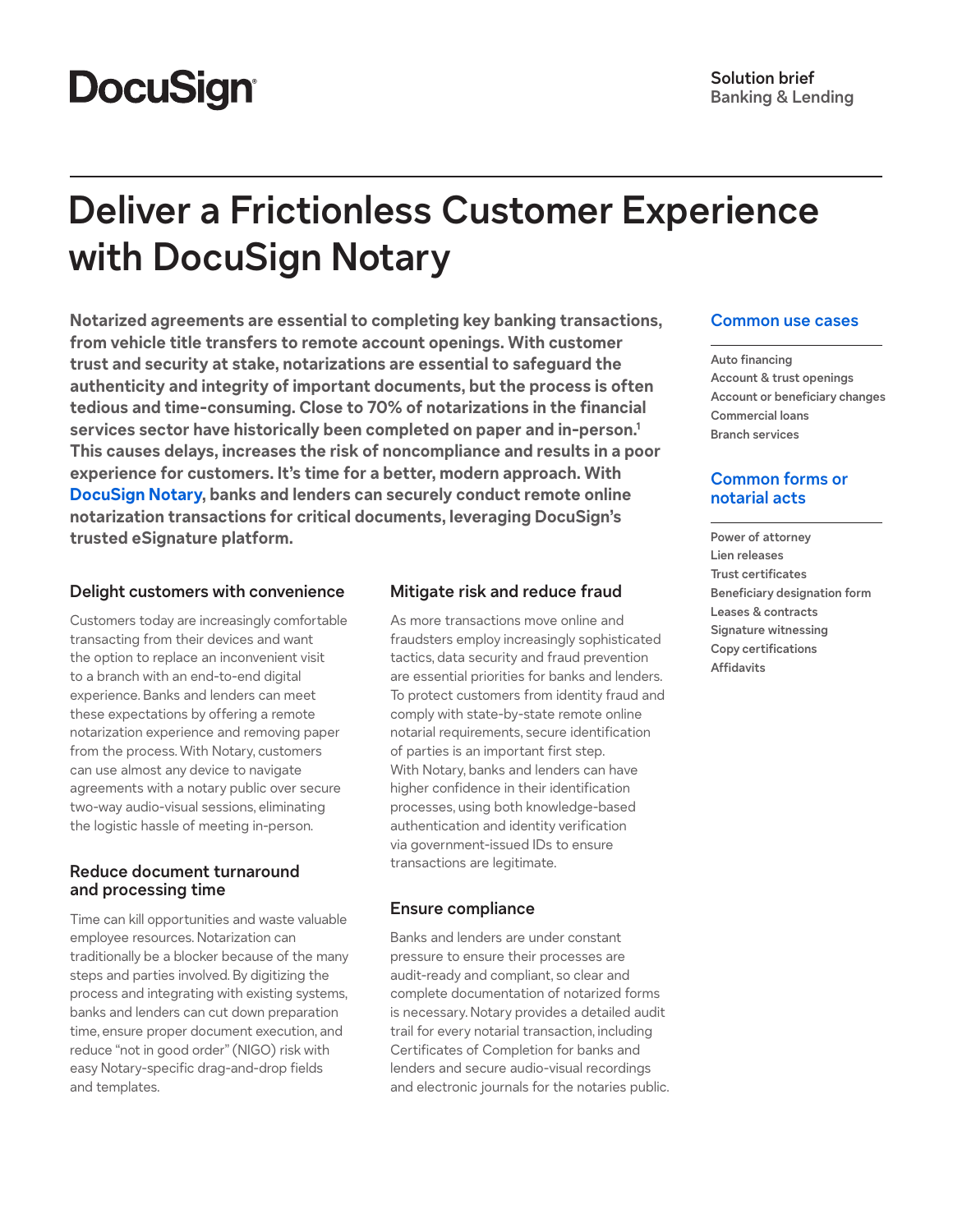DocuSign

**Solution brief**
Banking & Lending

# Deliver a Frictionless Customer Experience with DocuSign Notary

**Notarized agreements are essential to completing key banking transactions, from vehicle title transfers to remote account openings. With customer trust and security at stake, notarizations are essential to safeguard the authenticity and integrity of important documents, but the process is often tedious and time-consuming. Close to 70% of notarizations in the financial services sector have historically been completed on paper and in-person.[1] This causes delays, increases the risk of noncompliance and results in a poor experience for customers. It's time for a better, modern approach. With DocuSign Notary, banks and lenders can securely conduct remote online notarization transactions for critical documents, leveraging DocuSign's trusted eSignature platform.**

### Delight customers with convenience

Customers today are increasingly comfortable transacting from their devices and want the option to replace an inconvenient visit to a branch with an end-to-end digital experience. Banks and lenders can meet these expectations by offering a remote notarization experience and removing paper from the process. With Notary, customers can use almost any device to navigate agreements with a notary public over secure two-way audio-visual sessions, eliminating the logistic hassle of meeting in-person.

### Reduce document turnaround and processing time

Time can kill opportunities and waste valuable employee resources. Notarization can traditionally be a blocker because of the many steps and parties involved. By digitizing the process and integrating with existing systems, banks and lenders can cut down preparation time, ensure proper document execution, and reduce "not in good order" (NIGO) risk with easy Notary-specific drag-and-drop fields and templates.

### Mitigate risk and reduce fraud

As more transactions move online and fraudsters employ increasingly sophisticated tactics, data security and fraud prevention are essential priorities for banks and lenders. To protect customers from identity fraud and comply with state-by-state remote online notarial requirements, secure identification of parties is an important first step. With Notary, banks and lenders can have higher confidence in their identification processes, using both knowledge-based authentication and identity verification via government-issued IDs to ensure transactions are legitimate.

### Ensure compliance

Banks and lenders are under constant pressure to ensure their processes are audit-ready and compliant, so clear and complete documentation of notarized forms is necessary. Notary provides a detailed audit trail for every notarial transaction, including Certificates of Completion for banks and lenders and secure audio-visual recordings and electronic journals for the notaries public.

### Common use cases

- Auto financing
- Account & trust openings
- Account or beneficiary changes
- Commercial loans
- Branch services

### Common forms or notarial acts

- Power of attorney
- Lien releases
- Trust certificates
- Beneficiary designation form
- Leases & contracts
- Signature witnessing
- Copy certifications
- Affidavits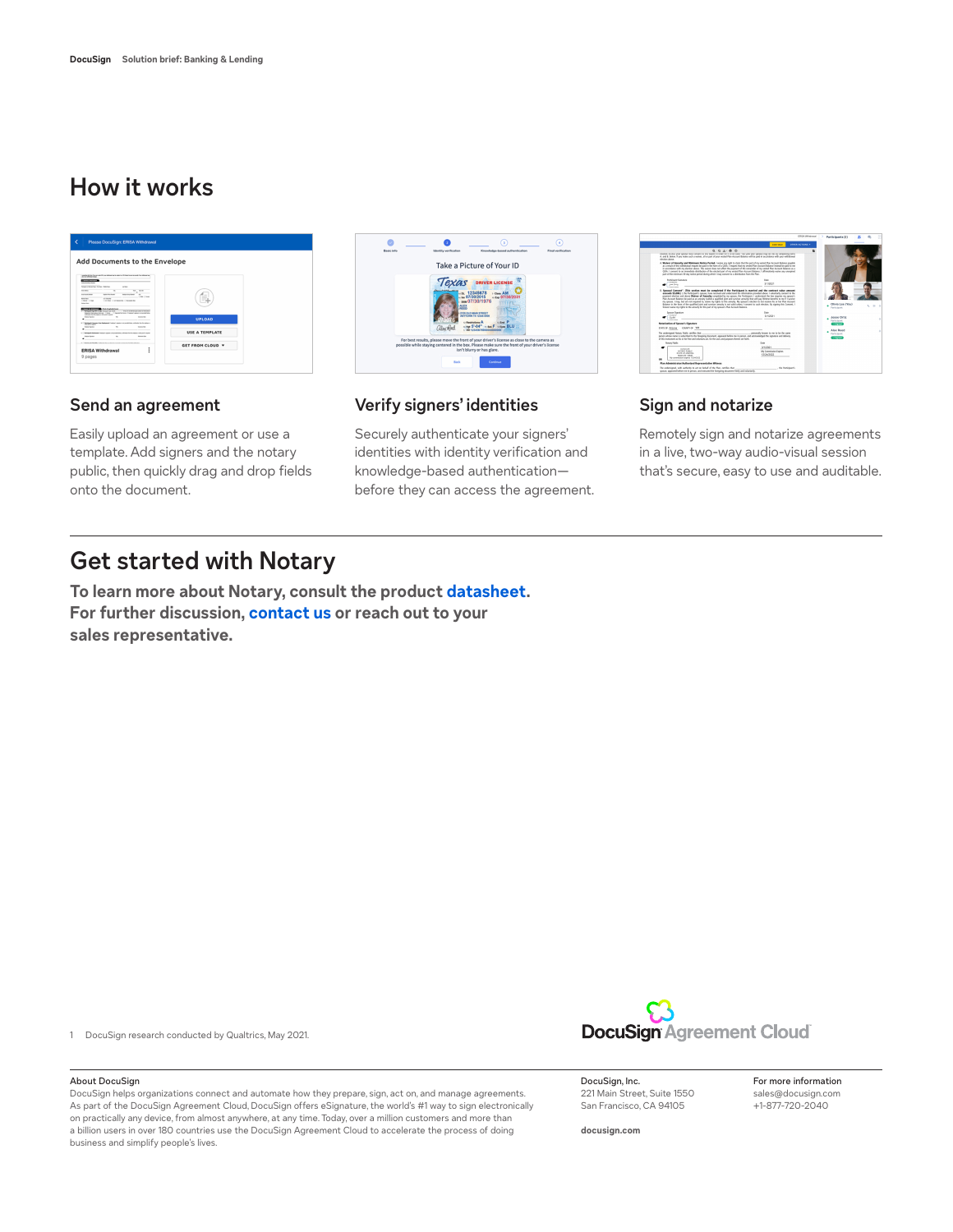## How it works

### Send an agreement

Easily upload an agreement or use a template. Add signers and the notary public, then quickly drag and drop fields onto the document.

### Verify signers' identities

Securely authenticate your signers' identities with identity verification and knowledge-based authentication—before they can access the agreement.

### Sign and notarize

Remotely sign and notarize agreements in a live, two-way audio-visual session that's secure, easy to use and auditable.

## Get started with Notary

**To learn more about Notary, consult the product datasheet. For further discussion, contact us or reach out to your sales representative.**

1 DocuSign research conducted by Qualtrics, May 2021.

DocuSign Agreement Cloud

**About DocuSign**
DocuSign helps organizations connect and automate how they prepare, sign, act on, and manage agreements. As part of the DocuSign Agreement Cloud, DocuSign offers eSignature, the world's #1 way to sign electronically on practically any device, from almost anywhere, at any time. Today, over a million customers and more than a billion users in over 180 countries use the DocuSign Agreement Cloud to accelerate the process of doing business and simplify people's lives.

DocuSign, Inc.
221 Main Street, Suite 1550
San Francisco, CA 94105

**docusign.com**

For more information
sales@docusign.com
+1-877-720-2040